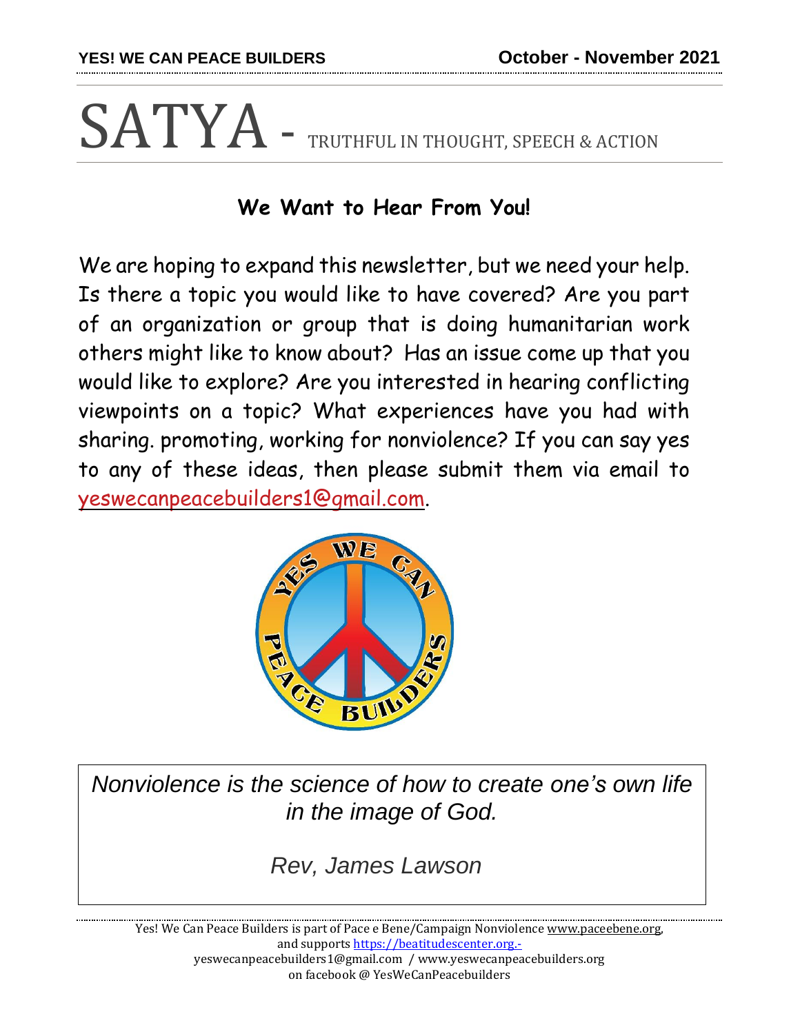YES! WE CAN PEACE BUILDERS October - November 2021

# SATYA - TRUTHFUL IN THOUGHT, SPEECH & ACTION

## We Want to Hear From You!

We are hoping to expand this newsletter, but we need your help. Is there a topic you would like to have covered? Are you part of an organization or group that is doing humanitarian work others might like to know about? Has an issue come up that you would like to explore? Are you interested in hearing conflicting viewpoints on a topic? What experiences have you had with sharing. promoting, working for nonviolence? If you can say yes to any of these ideas, then please submit them via email to yeswecanpeacebuilders1@gmail.com.

*Nonviolence is the science of how to create one's own life in the image of God.*

*Rev, James Lawson*

Yes! We Can Peace Builders is part of Pace e Bene/Campaign Nonviolence www.paceebene.org, and supports https://beatitudescenter.org.-
yeswecanpeacebuilders1@gmail.com / www.yeswecanpeacebuilders.org
on facebook @ YesWeCanPeacebuilders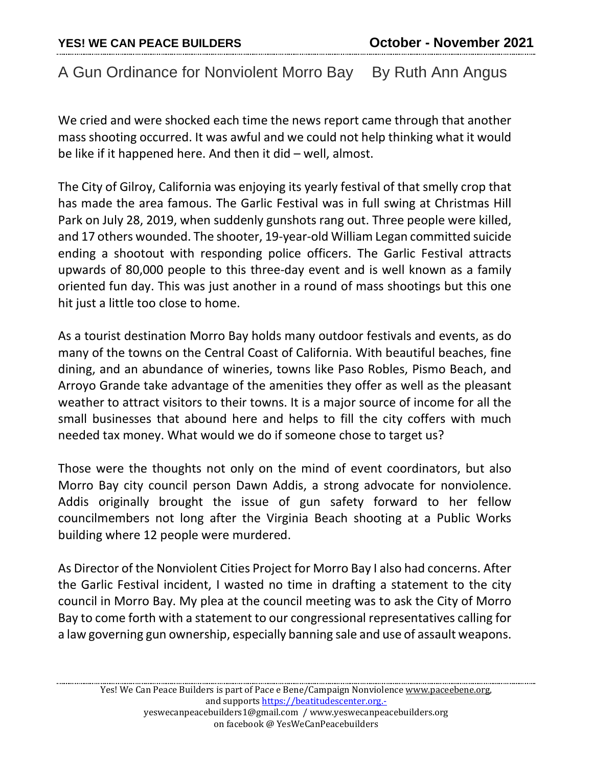# A Gun Ordinance for Nonviolent Morro Bay    By Ruth Ann Angus

We cried and were shocked each time the news report came through that another mass shooting occurred. It was awful and we could not help thinking what it would be like if it happened here. And then it did – well, almost.

The City of Gilroy, California was enjoying its yearly festival of that smelly crop that has made the area famous. The Garlic Festival was in full swing at Christmas Hill Park on July 28, 2019, when suddenly gunshots rang out. Three people were killed, and 17 others wounded. The shooter, 19-year-old William Legan committed suicide ending a shootout with responding police officers. The Garlic Festival attracts upwards of 80,000 people to this three-day event and is well known as a family oriented fun day. This was just another in a round of mass shootings but this one hit just a little too close to home.

As a tourist destination Morro Bay holds many outdoor festivals and events, as do many of the towns on the Central Coast of California. With beautiful beaches, fine dining, and an abundance of wineries, towns like Paso Robles, Pismo Beach, and Arroyo Grande take advantage of the amenities they offer as well as the pleasant weather to attract visitors to their towns. It is a major source of income for all the small businesses that abound here and helps to fill the city coffers with much needed tax money. What would we do if someone chose to target us?

Those were the thoughts not only on the mind of event coordinators, but also Morro Bay city council person Dawn Addis, a strong advocate for nonviolence. Addis originally brought the issue of gun safety forward to her fellow councilmembers not long after the Virginia Beach shooting at a Public Works building where 12 people were murdered.

As Director of the Nonviolent Cities Project for Morro Bay I also had concerns. After the Garlic Festival incident, I wasted no time in drafting a statement to the city council in Morro Bay. My plea at the council meeting was to ask the City of Morro Bay to come forth with a statement to our congressional representatives calling for a law governing gun ownership, especially banning sale and use of assault weapons.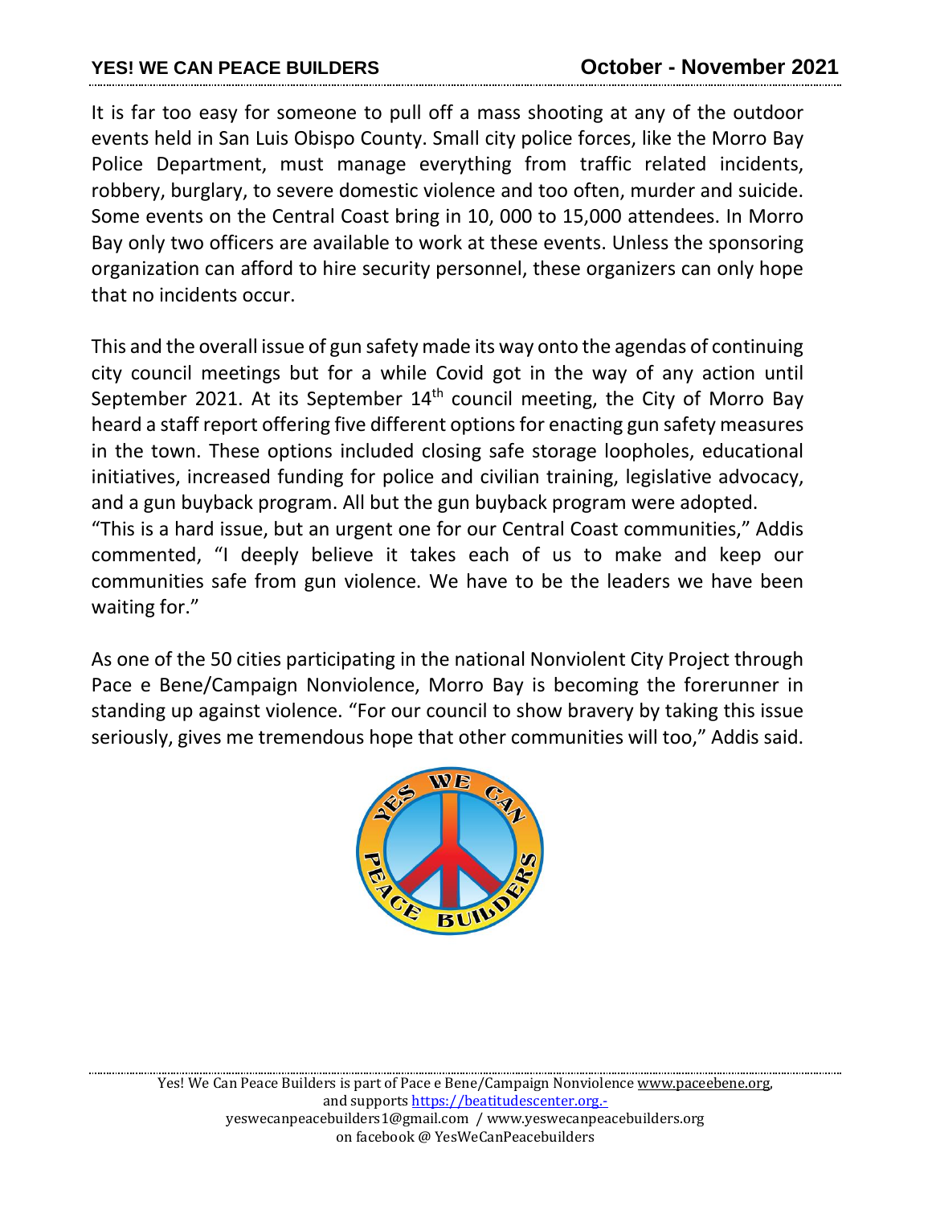It is far too easy for someone to pull off a mass shooting at any of the outdoor events held in San Luis Obispo County. Small city police forces, like the Morro Bay Police Department, must manage everything from traffic related incidents, robbery, burglary, to severe domestic violence and too often, murder and suicide. Some events on the Central Coast bring in 10, 000 to 15,000 attendees. In Morro Bay only two officers are available to work at these events. Unless the sponsoring organization can afford to hire security personnel, these organizers can only hope that no incidents occur.

This and the overall issue of gun safety made its way onto the agendas of continuing city council meetings but for a while Covid got in the way of any action until September 2021. At its September 14th council meeting, the City of Morro Bay heard a staff report offering five different options for enacting gun safety measures in the town. These options included closing safe storage loopholes, educational initiatives, increased funding for police and civilian training, legislative advocacy, and a gun buyback program. All but the gun buyback program were adopted.

"This is a hard issue, but an urgent one for our Central Coast communities," Addis commented, "I deeply believe it takes each of us to make and keep our communities safe from gun violence. We have to be the leaders we have been waiting for."

As one of the 50 cities participating in the national Nonviolent City Project through Pace e Bene/Campaign Nonviolence, Morro Bay is becoming the forerunner in standing up against violence. "For our council to show bravery by taking this issue seriously, gives me tremendous hope that other communities will too," Addis said.

Yes! We Can Peace Builders is part of Pace e Bene/Campaign Nonviolence www.paceebene.org, and supports https://beatitudescenter.org.-
yeswecanpeacebuilders1@gmail.com / www.yeswecanpeacebuilders.org
on facebook @ YesWeCanPeacebuilders